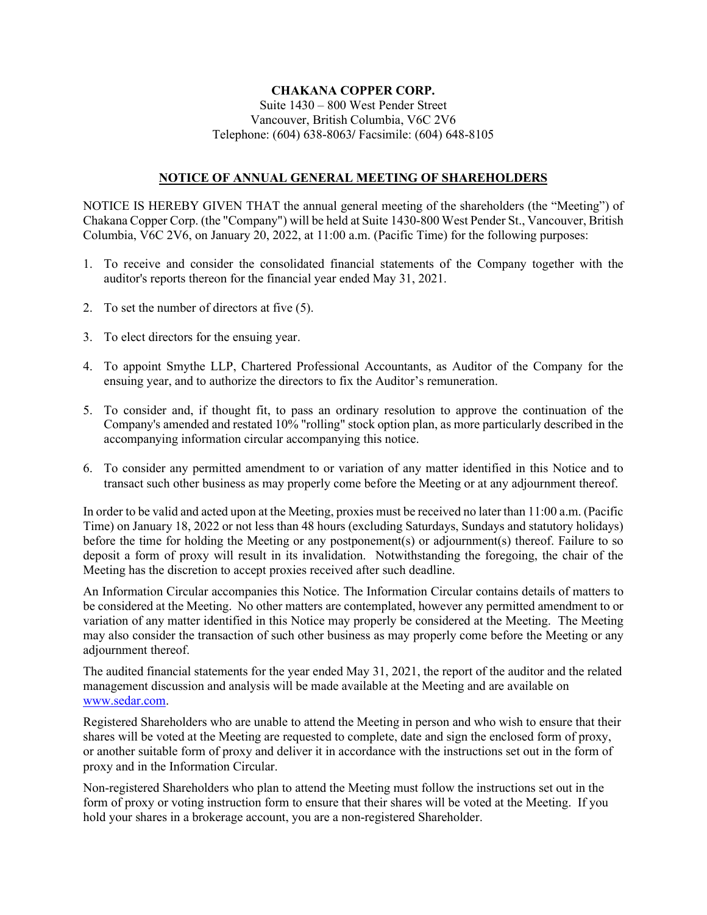**CHAKANA COPPER CORP.**

Suite 1430 – 800 West Pender Street
Vancouver, British Columbia, V6C 2V6
Telephone: (604) 638-8063/ Facsimile: (604) 648-8105

## NOTICE OF ANNUAL GENERAL MEETING OF SHAREHOLDERS

NOTICE IS HEREBY GIVEN THAT the annual general meeting of the shareholders (the "Meeting") of Chakana Copper Corp. (the "Company") will be held at Suite 1430-800 West Pender St., Vancouver, British Columbia, V6C 2V6, on January 20, 2022, at 11:00 a.m. (Pacific Time) for the following purposes:

1. To receive and consider the consolidated financial statements of the Company together with the auditor's reports thereon for the financial year ended May 31, 2021.
2. To set the number of directors at five (5).
3. To elect directors for the ensuing year.
4. To appoint Smythe LLP, Chartered Professional Accountants, as Auditor of the Company for the ensuing year, and to authorize the directors to fix the Auditor's remuneration.
5. To consider and, if thought fit, to pass an ordinary resolution to approve the continuation of the Company's amended and restated 10% "rolling" stock option plan, as more particularly described in the accompanying information circular accompanying this notice.
6. To consider any permitted amendment to or variation of any matter identified in this Notice and to transact such other business as may properly come before the Meeting or at any adjournment thereof.

In order to be valid and acted upon at the Meeting, proxies must be received no later than 11:00 a.m. (Pacific Time) on January 18, 2022 or not less than 48 hours (excluding Saturdays, Sundays and statutory holidays) before the time for holding the Meeting or any postponement(s) or adjournment(s) thereof. Failure to so deposit a form of proxy will result in its invalidation. Notwithstanding the foregoing, the chair of the Meeting has the discretion to accept proxies received after such deadline.

An Information Circular accompanies this Notice. The Information Circular contains details of matters to be considered at the Meeting. No other matters are contemplated, however any permitted amendment to or variation of any matter identified in this Notice may properly be considered at the Meeting. The Meeting may also consider the transaction of such other business as may properly come before the Meeting or any adjournment thereof.

The audited financial statements for the year ended May 31, 2021, the report of the auditor and the related management discussion and analysis will be made available at the Meeting and are available on www.sedar.com.

Registered Shareholders who are unable to attend the Meeting in person and who wish to ensure that their shares will be voted at the Meeting are requested to complete, date and sign the enclosed form of proxy, or another suitable form of proxy and deliver it in accordance with the instructions set out in the form of proxy and in the Information Circular.

Non-registered Shareholders who plan to attend the Meeting must follow the instructions set out in the form of proxy or voting instruction form to ensure that their shares will be voted at the Meeting. If you hold your shares in a brokerage account, you are a non-registered Shareholder.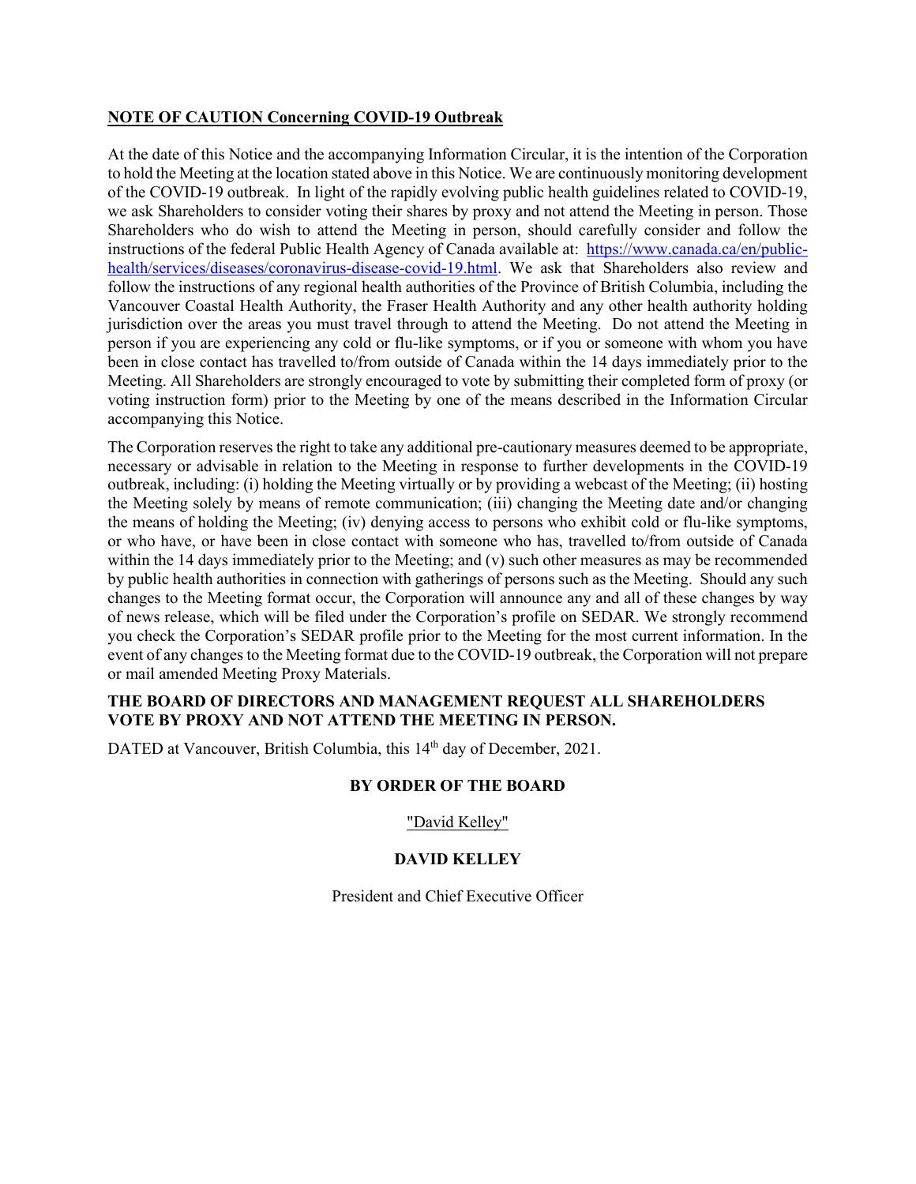**NOTE OF CAUTION Concerning COVID-19 Outbreak**

At the date of this Notice and the accompanying Information Circular, it is the intention of the Corporation to hold the Meeting at the location stated above in this Notice. We are continuously monitoring development of the COVID-19 outbreak. In light of the rapidly evolving public health guidelines related to COVID-19, we ask Shareholders to consider voting their shares by proxy and not attend the Meeting in person. Those Shareholders who do wish to attend the Meeting in person, should carefully consider and follow the instructions of the federal Public Health Agency of Canada available at: https://www.canada.ca/en/public-health/services/diseases/coronavirus-disease-covid-19.html. We ask that Shareholders also review and follow the instructions of any regional health authorities of the Province of British Columbia, including the Vancouver Coastal Health Authority, the Fraser Health Authority and any other health authority holding jurisdiction over the areas you must travel through to attend the Meeting. Do not attend the Meeting in person if you are experiencing any cold or flu-like symptoms, or if you or someone with whom you have been in close contact has travelled to/from outside of Canada within the 14 days immediately prior to the Meeting. All Shareholders are strongly encouraged to vote by submitting their completed form of proxy (or voting instruction form) prior to the Meeting by one of the means described in the Information Circular accompanying this Notice.

The Corporation reserves the right to take any additional pre-cautionary measures deemed to be appropriate, necessary or advisable in relation to the Meeting in response to further developments in the COVID-19 outbreak, including: (i) holding the Meeting virtually or by providing a webcast of the Meeting; (ii) hosting the Meeting solely by means of remote communication; (iii) changing the Meeting date and/or changing the means of holding the Meeting; (iv) denying access to persons who exhibit cold or flu-like symptoms, or who have, or have been in close contact with someone who has, travelled to/from outside of Canada within the 14 days immediately prior to the Meeting; and (v) such other measures as may be recommended by public health authorities in connection with gatherings of persons such as the Meeting. Should any such changes to the Meeting format occur, the Corporation will announce any and all of these changes by way of news release, which will be filed under the Corporation's profile on SEDAR. We strongly recommend you check the Corporation's SEDAR profile prior to the Meeting for the most current information. In the event of any changes to the Meeting format due to the COVID-19 outbreak, the Corporation will not prepare or mail amended Meeting Proxy Materials.

**THE BOARD OF DIRECTORS AND MANAGEMENT REQUEST ALL SHAREHOLDERS VOTE BY PROXY AND NOT ATTEND THE MEETING IN PERSON.**

DATED at Vancouver, British Columbia, this 14th day of December, 2021.

**BY ORDER OF THE BOARD**

"David Kelley"

**DAVID KELLEY**

President and Chief Executive Officer